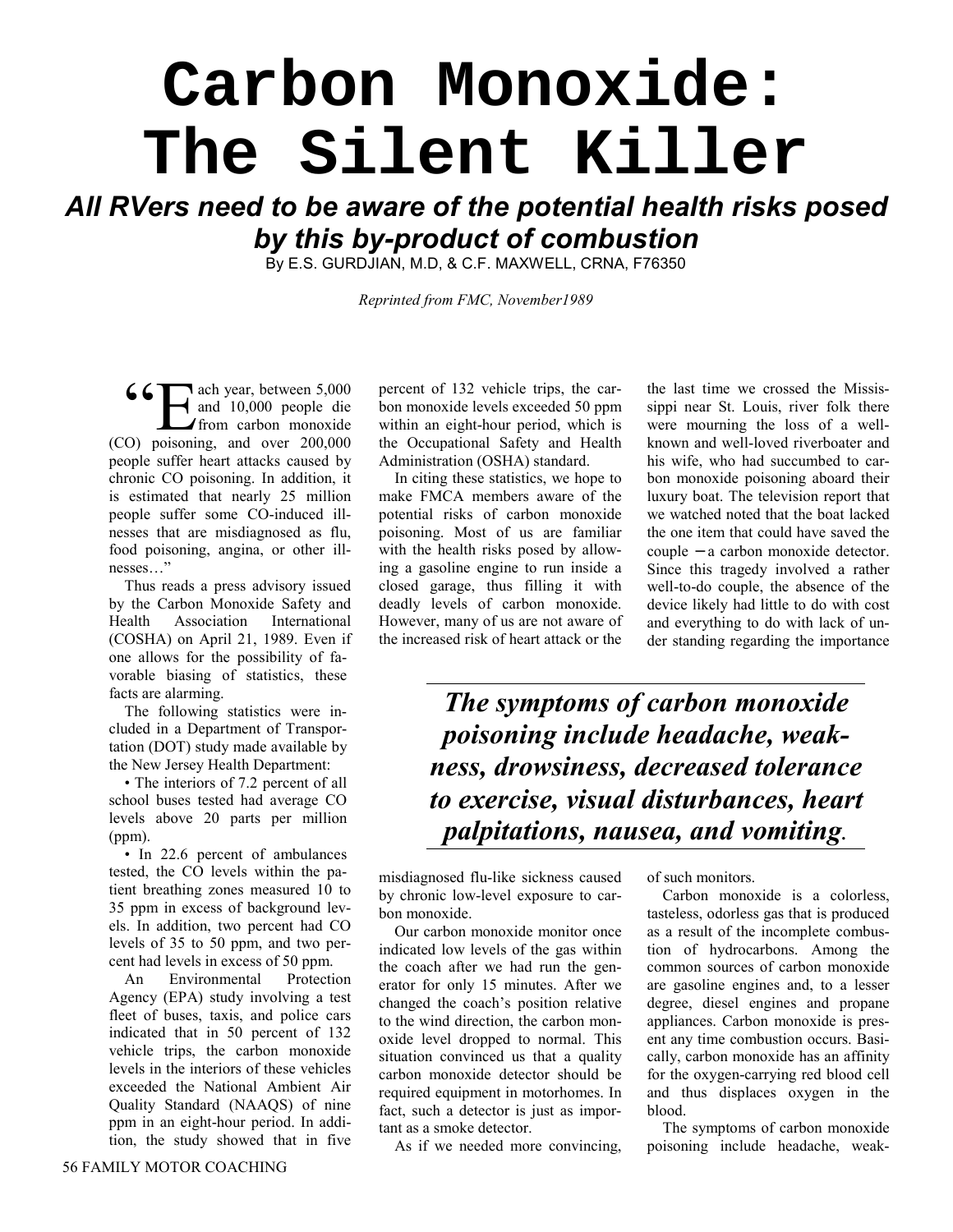# Carbon Monoxide: The Silent Killer

## *All RVers need to be aware of the potential health risks posed by this by-product of combustion*

By E.S. GURDJIAN, M.D, & C.F. MAXWELL, CRNA, F76350

*Reprinted from FMC, November1989*

"Each year, between 5,000 and 10,000 people die from carbon monoxide (CO) poisoning, and over 200,000 people suffer heart attacks caused by chronic CO poisoning. In addition, it is estimated that nearly 25 million people suffer some CO-induced illnesses that are misdiagnosed as flu, food poisoning, angina, or other illnesses…"

Thus reads a press advisory issued by the Carbon Monoxide Safety and Health Association International (COSHA) on April 21, 1989. Even if one allows for the possibility of favorable biasing of statistics, these facts are alarming.

The following statistics were included in a Department of Transportation (DOT) study made available by the New Jersey Health Department:

- The interiors of 7.2 percent of all school buses tested had average CO levels above 20 parts per million (ppm).
- In 22.6 percent of ambulances tested, the CO levels within the patient breathing zones measured 10 to 35 ppm in excess of background levels. In addition, two percent had CO levels of 35 to 50 ppm, and two percent had levels in excess of 50 ppm.

An Environmental Protection Agency (EPA) study involving a test fleet of buses, taxis, and police cars indicated that in 50 percent of 132 vehicle trips, the carbon monoxide levels in the interiors of these vehicles exceeded the National Ambient Air Quality Standard (NAAQS) of nine ppm in an eight-hour period. In addition, the study showed that in five percent of 132 vehicle trips, the carbon monoxide levels exceeded 50 ppm within an eight-hour period, which is the Occupational Safety and Health Administration (OSHA) standard.

In citing these statistics, we hope to make FMCA members aware of the potential risks of carbon monoxide poisoning. Most of us are familiar with the health risks posed by allowing a gasoline engine to run inside a closed garage, thus filling it with deadly levels of carbon monoxide. However, many of us are not aware of the increased risk of heart attack or the misdiagnosed flu-like sickness caused by chronic low-level exposure to carbon monoxide.

Our carbon monoxide monitor once indicated low levels of the gas within the coach after we had run the generator for only 15 minutes. After we changed the coach's position relative to the wind direction, the carbon monoxide level dropped to normal. This situation convinced us that a quality carbon monoxide detector should be required equipment in motorhomes. In fact, such a detector is just as important as a smoke detector.

As if we needed more convincing, the last time we crossed the Mississippi near St. Louis, river folk there were mourning the loss of a well-known and well-loved riverboater and his wife, who had succumbed to carbon monoxide poisoning aboard their luxury boat. The television report that we watched noted that the boat lacked the one item that could have saved the couple – a carbon monoxide detector. Since this tragedy involved a rather well-to-do couple, the absence of the device likely had little to do with cost and everything to do with lack of under standing regarding the importance of such monitors.

> ***The symptoms of carbon monoxide poisoning include headache, weakness, drowsiness, decreased tolerance to exercise, visual disturbances, heart palpitations, nausea, and vomiting.***

Carbon monoxide is a colorless, tasteless, odorless gas that is produced as a result of the incomplete combustion of hydrocarbons. Among the common sources of carbon monoxide are gasoline engines and, to a lesser degree, diesel engines and propane appliances. Carbon monoxide is present any time combustion occurs. Basically, carbon monoxide has an affinity for the oxygen-carrying red blood cell and thus displaces oxygen in the blood.

The symptoms of carbon monoxide poisoning include headache, weak-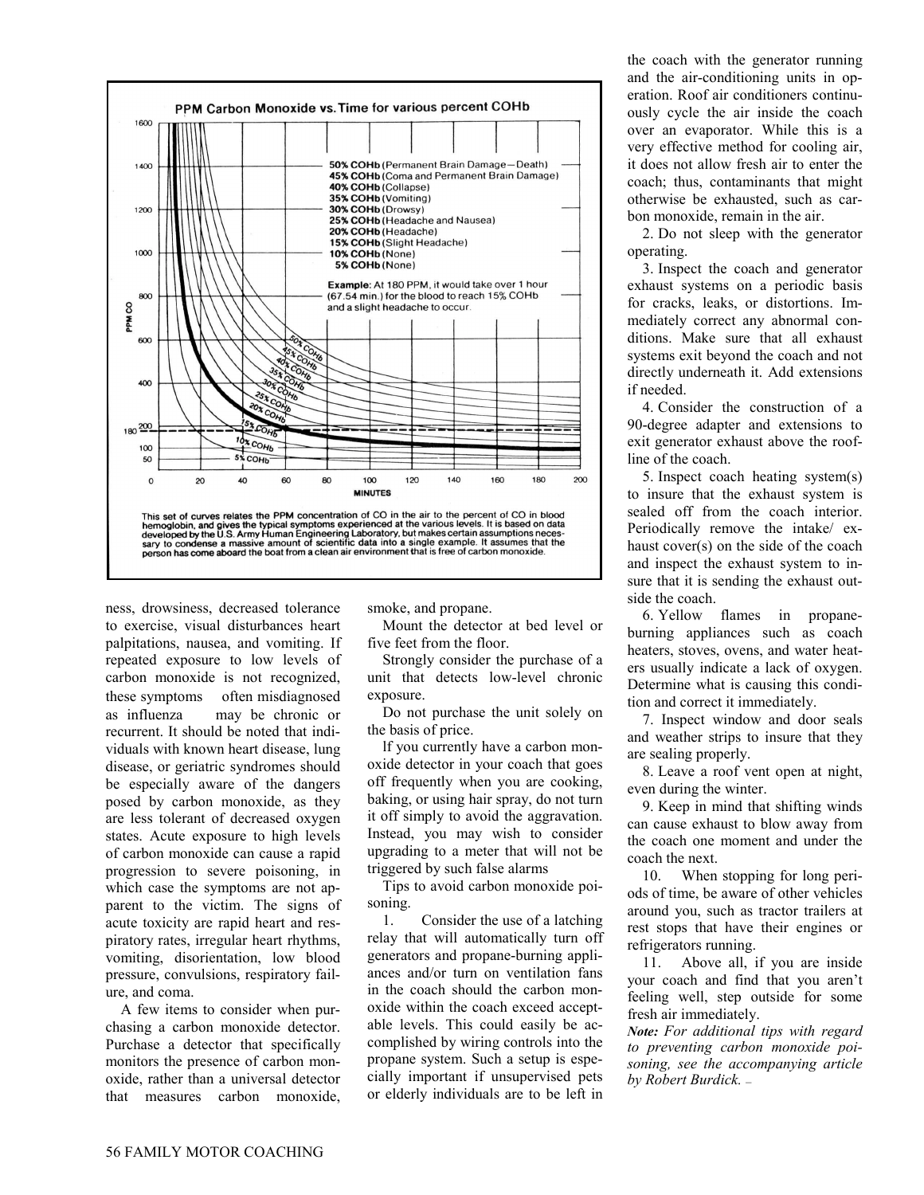PPM Carbon Monoxide vs. Time for various percent COHb

1600
1400
1200
1000
800
600
400
200
180
100
50
0

PPM CO

0 20 40 60 80 100 120 140 160 180 200

MINUTES

50% COHb (Permanent Brain Damage—Death)
45% COHb (Coma and Permanent Brain Damage)
40% COHb (Collapse)
35% COHb (Vomiting)
30% COHb (Drowsy)
25% COHb (Headache and Nausea)
20% COHb (Headache)
15% COHb (Slight Headache)
10% COHb (None)
5% COHb (None)

**Example:** At 180 PPM, it would take over 1 hour (67.54 min.) for the blood to reach 15% COHb and a slight headache to occur.

50% COHb
45% COHb
40% COHb
35% COHb
30% COHb
25% COHb
20% COHb
15% COHb
10% COHb
5% COHb

This set of curves relates the PPM concentration of CO in the air to the percent of CO in blood hemoglobin, and gives the typical symptoms experienced at the various levels. It is based on data developed by the U.S. Army Human Engineering Laboratory, but makes certain assumptions necessary to condense a massive amount of scientific data into a single example. It assumes that the person has come aboard the boat from a clean air environment that is free of carbon monoxide.

ness, drowsiness, decreased tolerance to exercise, visual disturbances heart palpitations, nausea, and vomiting. If repeated exposure to low levels of carbon monoxide is not recognized, these symptoms often misdiagnosed as influenza may be chronic or recurrent. It should be noted that individuals with known heart disease, lung disease, or geriatric syndromes should be especially aware of the dangers posed by carbon monoxide, as they are less tolerant of decreased oxygen states. Acute exposure to high levels of carbon monoxide can cause a rapid progression to severe poisoning, in which case the symptoms are not apparent to the victim. The signs of acute toxicity are rapid heart and respiratory rates, irregular heart rhythms, vomiting, disorientation, low blood pressure, convulsions, respiratory failure, and coma.

A few items to consider when purchasing a carbon monoxide detector. Purchase a detector that specifically monitors the presence of carbon monoxide, rather than a universal detector that measures carbon monoxide, smoke, and propane.

Mount the detector at bed level or five feet from the floor.

Strongly consider the purchase of a unit that detects low-level chronic exposure.

Do not purchase the unit solely on the basis of price.

If you currently have a carbon monoxide detector in your coach that goes off frequently when you are cooking, baking, or using hair spray, do not turn it off simply to avoid the aggravation. Instead, you may wish to consider upgrading to a meter that will not be triggered by such false alarms

Tips to avoid carbon monoxide poisoning.

1. Consider the use of a latching relay that will automatically turn off generators and propane-burning appliances and/or turn on ventilation fans in the coach should the carbon monoxide within the coach exceed acceptable levels. This could easily be accomplished by wiring controls into the propane system. Such a setup is especially important if unsupervised pets or elderly individuals are to be left in the coach with the generator running and the air-conditioning units in operation. Roof air conditioners continuously cycle the air inside the coach over an evaporator. While this is a very effective method for cooling air, it does not allow fresh air to enter the coach; thus, contaminants that might otherwise be exhausted, such as carbon monoxide, remain in the air.

2. Do not sleep with the generator operating.

3. Inspect the coach and generator exhaust systems on a periodic basis for cracks, leaks, or distortions. Immediately correct any abnormal conditions. Make sure that all exhaust systems exit beyond the coach and not directly underneath it. Add extensions if needed.

4. Consider the construction of a 90-degree adapter and extensions to exit generator exhaust above the roofline of the coach.

5. Inspect coach heating system(s) to insure that the exhaust system is sealed off from the coach interior. Periodically remove the intake/ exhaust cover(s) on the side of the coach and inspect the exhaust system to insure that it is sending the exhaust outside the coach.

6. Yellow flames in propane-burning appliances such as coach heaters, stoves, ovens, and water heaters usually indicate a lack of oxygen. Determine what is causing this condition and correct it immediately.

7. Inspect window and door seals and weather strips to insure that they are sealing properly.

8. Leave a roof vent open at night, even during the winter.

9. Keep in mind that shifting winds can cause exhaust to blow away from the coach one moment and under the coach the next.

10. When stopping for long periods of time, be aware of other vehicles around you, such as tractor trailers at rest stops that have their engines or refrigerators running.

11. Above all, if you are inside your coach and find that you aren't feeling well, step outside for some fresh air immediately.

***Note:*** *For additional tips with regard to preventing carbon monoxide poisoning, see the accompanying article by Robert Burdick.* –